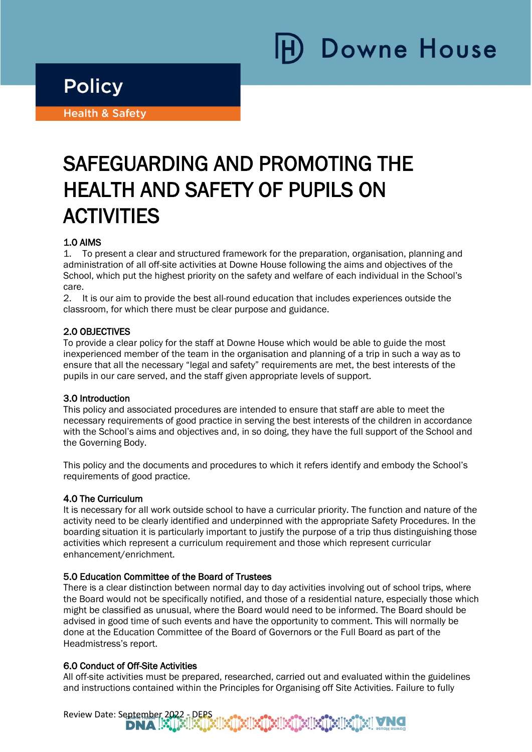Downe House

Policy

Health & Safety

# SAFEGUARDING AND PROMOTING THE HEALTH AND SAFETY OF PUPILS ON ACTIVITIES

## 1.0 AIMS

1. To present a clear and structured framework for the preparation, organisation, planning and administration of all off-site activities at Downe House following the aims and objectives of the School, which put the highest priority on the safety and welfare of each individual in the School's care.
2. It is our aim to provide the best all-round education that includes experiences outside the classroom, for which there must be clear purpose and guidance.

## 2.0 OBJECTIVES

To provide a clear policy for the staff at Downe House which would be able to guide the most inexperienced member of the team in the organisation and planning of a trip in such a way as to ensure that all the necessary "legal and safety" requirements are met, the best interests of the pupils in our care served, and the staff given appropriate levels of support.

## 3.0 Introduction

This policy and associated procedures are intended to ensure that staff are able to meet the necessary requirements of good practice in serving the best interests of the children in accordance with the School's aims and objectives and, in so doing, they have the full support of the School and the Governing Body.

This policy and the documents and procedures to which it refers identify and embody the School's requirements of good practice.

## 4.0 The Curriculum

It is necessary for all work outside school to have a curricular priority. The function and nature of the activity need to be clearly identified and underpinned with the appropriate Safety Procedures. In the boarding situation it is particularly important to justify the purpose of a trip thus distinguishing those activities which represent a curriculum requirement and those which represent curricular enhancement/enrichment.

## 5.0 Education Committee of the Board of Trustees

There is a clear distinction between normal day to day activities involving out of school trips, where the Board would not be specifically notified, and those of a residential nature, especially those which might be classified as unusual, where the Board would need to be informed. The Board should be advised in good time of such events and have the opportunity to comment. This will normally be done at the Education Committee of the Board of Governors or the Full Board as part of the Headmistress's report.

## 6.0 Conduct of Off-Site Activities

All off-site activities must be prepared, researched, carried out and evaluated within the guidelines and instructions contained within the Principles for Organising off Site Activities. Failure to fully

Review Date: September 2022 - DEPS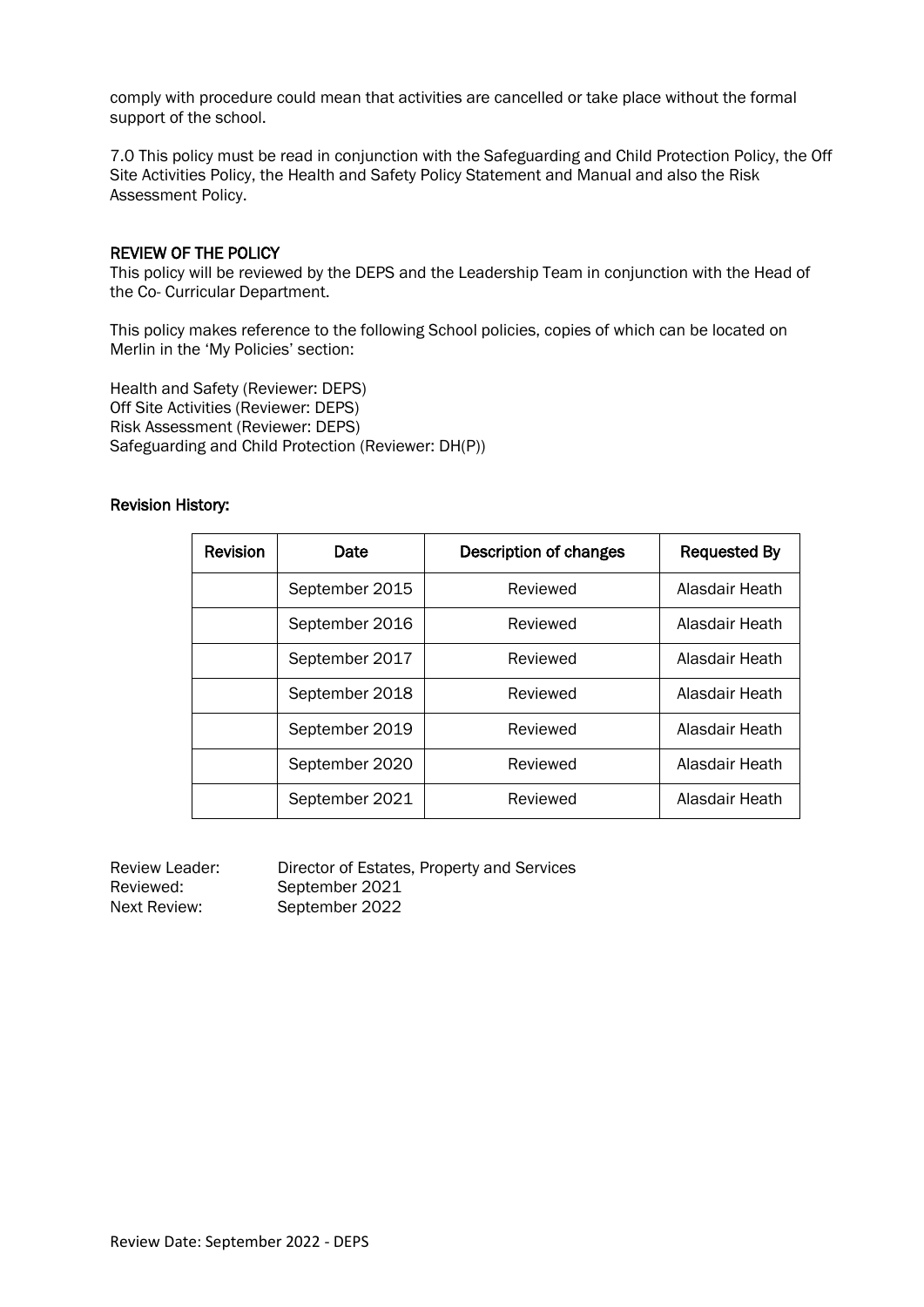comply with procedure could mean that activities are cancelled or take place without the formal support of the school.

7.0 This policy must be read in conjunction with the Safeguarding and Child Protection Policy, the Off Site Activities Policy, the Health and Safety Policy Statement and Manual and also the Risk Assessment Policy.

## REVIEW OF THE POLICY

This policy will be reviewed by the DEPS and the Leadership Team in conjunction with the Head of the Co- Curricular Department.

This policy makes reference to the following School policies, copies of which can be located on Merlin in the 'My Policies' section:

Health and Safety (Reviewer: DEPS)
Off Site Activities (Reviewer: DEPS)
Risk Assessment (Reviewer: DEPS)
Safeguarding and Child Protection (Reviewer: DH(P))

**Revision History:**

| Revision | Date | Description of changes | Requested By |
|---|---|---|---|
| | September 2015 | Reviewed | Alasdair Heath |
| | September 2016 | Reviewed | Alasdair Heath |
| | September 2017 | Reviewed | Alasdair Heath |
| | September 2018 | Reviewed | Alasdair Heath |
| | September 2019 | Reviewed | Alasdair Heath |
| | September 2020 | Reviewed | Alasdair Heath |
| | September 2021 | Reviewed | Alasdair Heath |

Review Leader: Director of Estates, Property and Services
Reviewed: September 2021
Next Review: September 2022